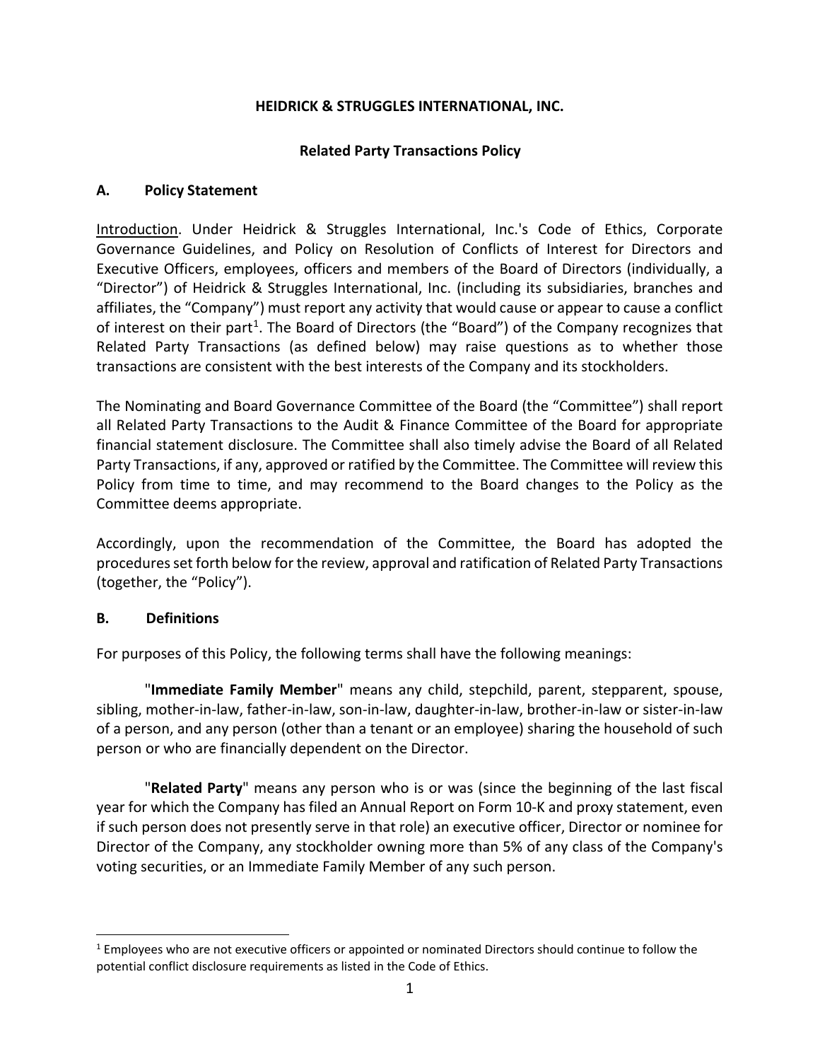# HEIDRICK & STRUGGLES INTERNATIONAL, INC.

## Related Party Transactions Policy

### A. Policy Statement

Introduction. Under Heidrick & Struggles International, Inc.'s Code of Ethics, Corporate Governance Guidelines, and Policy on Resolution of Conflicts of Interest for Directors and Executive Officers, employees, officers and members of the Board of Directors (individually, a "Director") of Heidrick & Struggles International, Inc. (including its subsidiaries, branches and affiliates, the "Company") must report any activity that would cause or appear to cause a conflict of interest on their part[1]. The Board of Directors (the "Board") of the Company recognizes that Related Party Transactions (as defined below) may raise questions as to whether those transactions are consistent with the best interests of the Company and its stockholders.

The Nominating and Board Governance Committee of the Board (the "Committee") shall report all Related Party Transactions to the Audit & Finance Committee of the Board for appropriate financial statement disclosure. The Committee shall also timely advise the Board of all Related Party Transactions, if any, approved or ratified by the Committee. The Committee will review this Policy from time to time, and may recommend to the Board changes to the Policy as the Committee deems appropriate.

Accordingly, upon the recommendation of the Committee, the Board has adopted the procedures set forth below for the review, approval and ratification of Related Party Transactions (together, the "Policy").

### B. Definitions

For purposes of this Policy, the following terms shall have the following meanings:

"**Immediate Family Member**" means any child, stepchild, parent, stepparent, spouse, sibling, mother-in-law, father-in-law, son-in-law, daughter-in-law, brother-in-law or sister-in-law of a person, and any person (other than a tenant or an employee) sharing the household of such person or who are financially dependent on the Director.

"**Related Party**" means any person who is or was (since the beginning of the last fiscal year for which the Company has filed an Annual Report on Form 10-K and proxy statement, even if such person does not presently serve in that role) an executive officer, Director or nominee for Director of the Company, any stockholder owning more than 5% of any class of the Company's voting securities, or an Immediate Family Member of any such person.

---

[1] Employees who are not executive officers or appointed or nominated Directors should continue to follow the potential conflict disclosure requirements as listed in the Code of Ethics.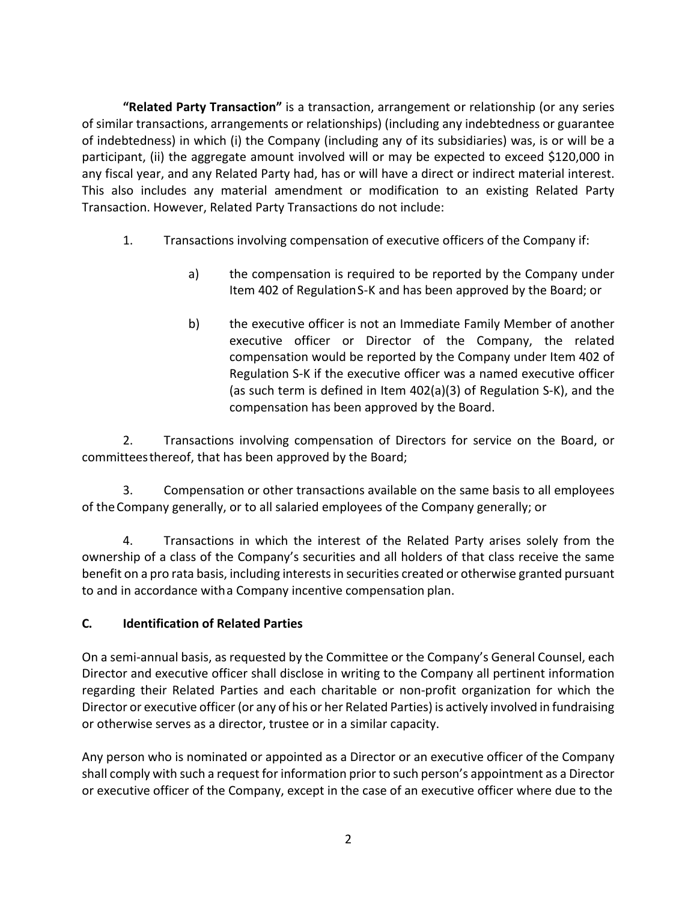**"Related Party Transaction"** is a transaction, arrangement or relationship (or any series of similar transactions, arrangements or relationships) (including any indebtedness or guarantee of indebtedness) in which (i) the Company (including any of its subsidiaries) was, is or will be a participant, (ii) the aggregate amount involved will or may be expected to exceed $120,000 in any fiscal year, and any Related Party had, has or will have a direct or indirect material interest. This also includes any material amendment or modification to an existing Related Party Transaction. However, Related Party Transactions do not include:

1. Transactions involving compensation of executive officers of the Company if:

   a) the compensation is required to be reported by the Company under Item 402 of Regulation S-K and has been approved by the Board; or

   b) the executive officer is not an Immediate Family Member of another executive officer or Director of the Company, the related compensation would be reported by the Company under Item 402 of Regulation S-K if the executive officer was a named executive officer (as such term is defined in Item 402(a)(3) of Regulation S-K), and the compensation has been approved by the Board.

2. Transactions involving compensation of Directors for service on the Board, or committees thereof, that has been approved by the Board;

3. Compensation or other transactions available on the same basis to all employees of the Company generally, or to all salaried employees of the Company generally; or

4. Transactions in which the interest of the Related Party arises solely from the ownership of a class of the Company's securities and all holders of that class receive the same benefit on a pro rata basis, including interests in securities created or otherwise granted pursuant to and in accordance with a Company incentive compensation plan.

## C. Identification of Related Parties

On a semi-annual basis, as requested by the Committee or the Company's General Counsel, each Director and executive officer shall disclose in writing to the Company all pertinent information regarding their Related Parties and each charitable or non-profit organization for which the Director or executive officer (or any of his or her Related Parties) is actively involved in fundraising or otherwise serves as a director, trustee or in a similar capacity.

Any person who is nominated or appointed as a Director or an executive officer of the Company shall comply with such a request for information prior to such person's appointment as a Director or executive officer of the Company, except in the case of an executive officer where due to the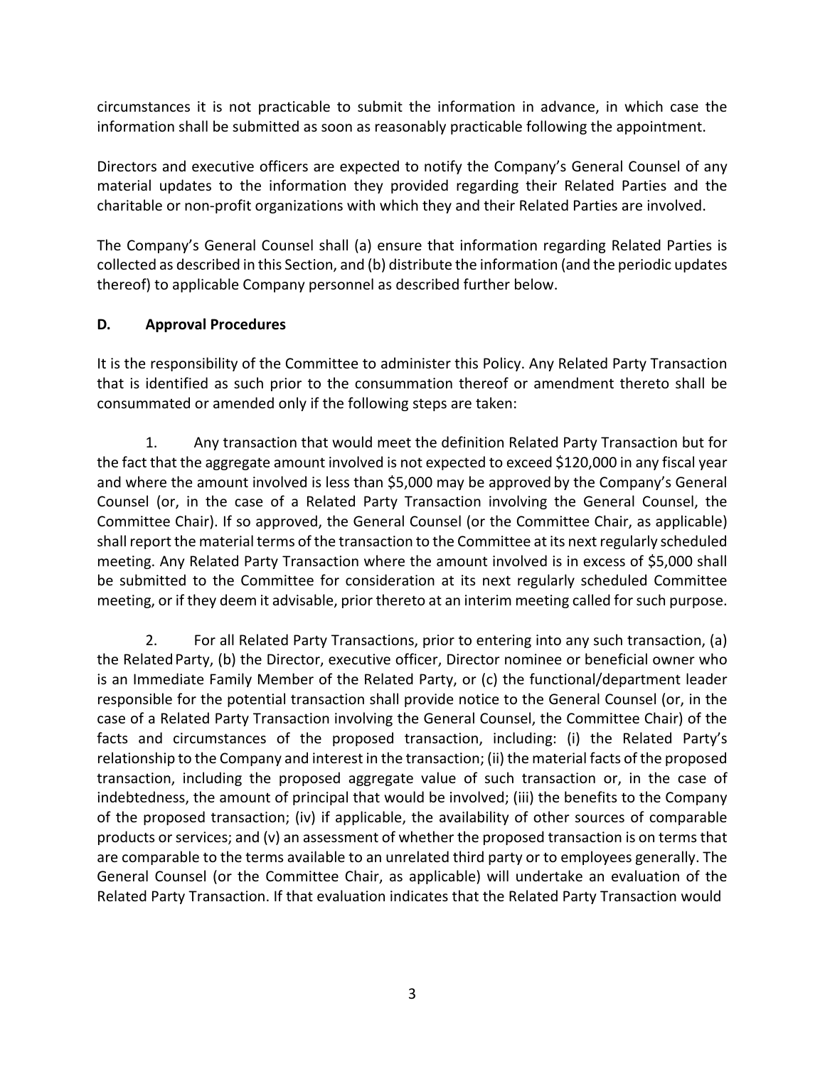circumstances it is not practicable to submit the information in advance, in which case the information shall be submitted as soon as reasonably practicable following the appointment.

Directors and executive officers are expected to notify the Company's General Counsel of any material updates to the information they provided regarding their Related Parties and the charitable or non-profit organizations with which they and their Related Parties are involved.

The Company's General Counsel shall (a) ensure that information regarding Related Parties is collected as described in this Section, and (b) distribute the information (and the periodic updates thereof) to applicable Company personnel as described further below.

## D. Approval Procedures

It is the responsibility of the Committee to administer this Policy. Any Related Party Transaction that is identified as such prior to the consummation thereof or amendment thereto shall be consummated or amended only if the following steps are taken:

1. Any transaction that would meet the definition Related Party Transaction but for the fact that the aggregate amount involved is not expected to exceed $120,000 in any fiscal year and where the amount involved is less than $5,000 may be approved by the Company's General Counsel (or, in the case of a Related Party Transaction involving the General Counsel, the Committee Chair). If so approved, the General Counsel (or the Committee Chair, as applicable) shall report the material terms of the transaction to the Committee at its next regularly scheduled meeting. Any Related Party Transaction where the amount involved is in excess of $5,000 shall be submitted to the Committee for consideration at its next regularly scheduled Committee meeting, or if they deem it advisable, prior thereto at an interim meeting called for such purpose.

2. For all Related Party Transactions, prior to entering into any such transaction, (a) the Related Party, (b) the Director, executive officer, Director nominee or beneficial owner who is an Immediate Family Member of the Related Party, or (c) the functional/department leader responsible for the potential transaction shall provide notice to the General Counsel (or, in the case of a Related Party Transaction involving the General Counsel, the Committee Chair) of the facts and circumstances of the proposed transaction, including: (i) the Related Party's relationship to the Company and interest in the transaction; (ii) the material facts of the proposed transaction, including the proposed aggregate value of such transaction or, in the case of indebtedness, the amount of principal that would be involved; (iii) the benefits to the Company of the proposed transaction; (iv) if applicable, the availability of other sources of comparable products or services; and (v) an assessment of whether the proposed transaction is on terms that are comparable to the terms available to an unrelated third party or to employees generally. The General Counsel (or the Committee Chair, as applicable) will undertake an evaluation of the Related Party Transaction. If that evaluation indicates that the Related Party Transaction would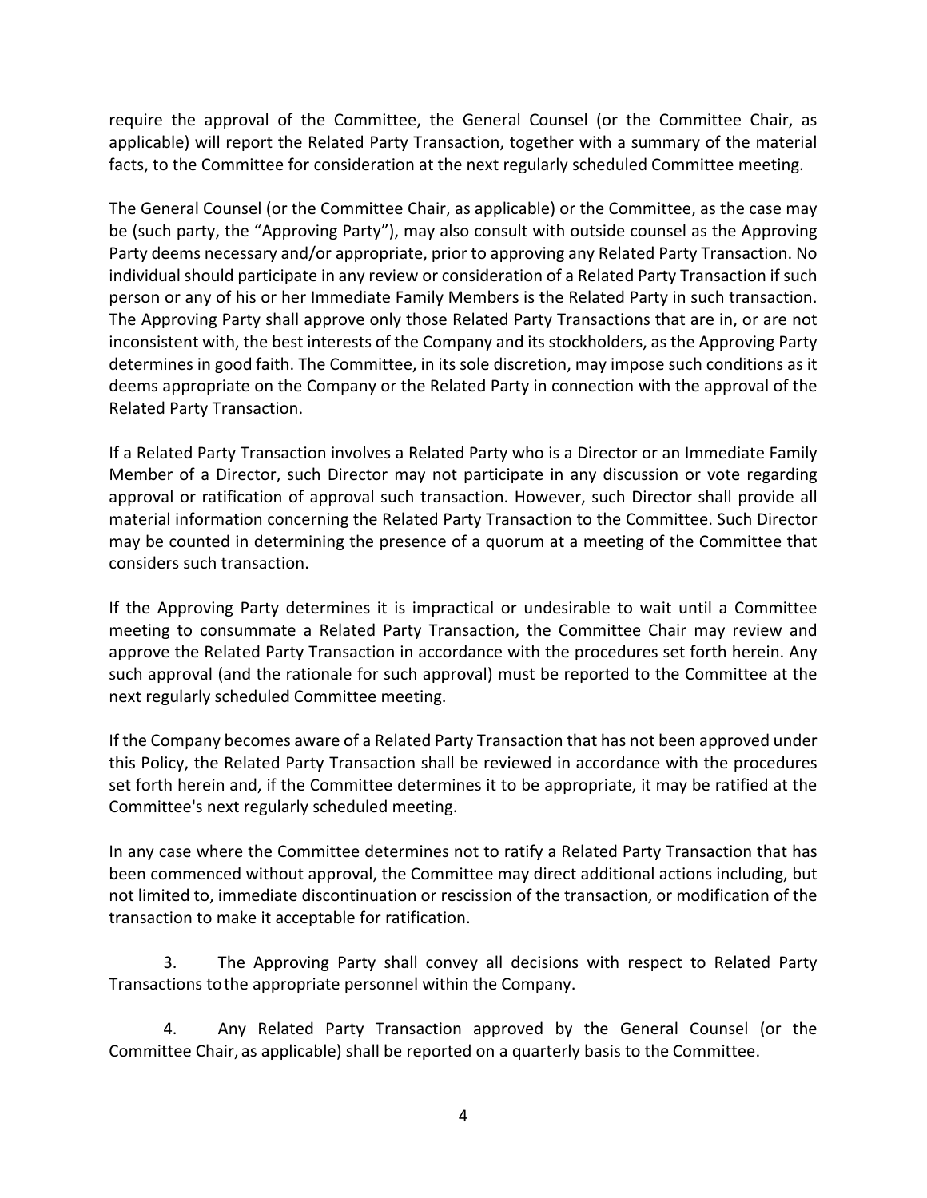require the approval of the Committee, the General Counsel (or the Committee Chair, as applicable) will report the Related Party Transaction, together with a summary of the material facts, to the Committee for consideration at the next regularly scheduled Committee meeting.

The General Counsel (or the Committee Chair, as applicable) or the Committee, as the case may be (such party, the "Approving Party"), may also consult with outside counsel as the Approving Party deems necessary and/or appropriate, prior to approving any Related Party Transaction. No individual should participate in any review or consideration of a Related Party Transaction if such person or any of his or her Immediate Family Members is the Related Party in such transaction. The Approving Party shall approve only those Related Party Transactions that are in, or are not inconsistent with, the best interests of the Company and its stockholders, as the Approving Party determines in good faith. The Committee, in its sole discretion, may impose such conditions as it deems appropriate on the Company or the Related Party in connection with the approval of the Related Party Transaction.

If a Related Party Transaction involves a Related Party who is a Director or an Immediate Family Member of a Director, such Director may not participate in any discussion or vote regarding approval or ratification of approval such transaction. However, such Director shall provide all material information concerning the Related Party Transaction to the Committee. Such Director may be counted in determining the presence of a quorum at a meeting of the Committee that considers such transaction.

If the Approving Party determines it is impractical or undesirable to wait until a Committee meeting to consummate a Related Party Transaction, the Committee Chair may review and approve the Related Party Transaction in accordance with the procedures set forth herein. Any such approval (and the rationale for such approval) must be reported to the Committee at the next regularly scheduled Committee meeting.

If the Company becomes aware of a Related Party Transaction that has not been approved under this Policy, the Related Party Transaction shall be reviewed in accordance with the procedures set forth herein and, if the Committee determines it to be appropriate, it may be ratified at the Committee's next regularly scheduled meeting.

In any case where the Committee determines not to ratify a Related Party Transaction that has been commenced without approval, the Committee may direct additional actions including, but not limited to, immediate discontinuation or rescission of the transaction, or modification of the transaction to make it acceptable for ratification.

3. The Approving Party shall convey all decisions with respect to Related Party Transactions to the appropriate personnel within the Company.

4. Any Related Party Transaction approved by the General Counsel (or the Committee Chair, as applicable) shall be reported on a quarterly basis to the Committee.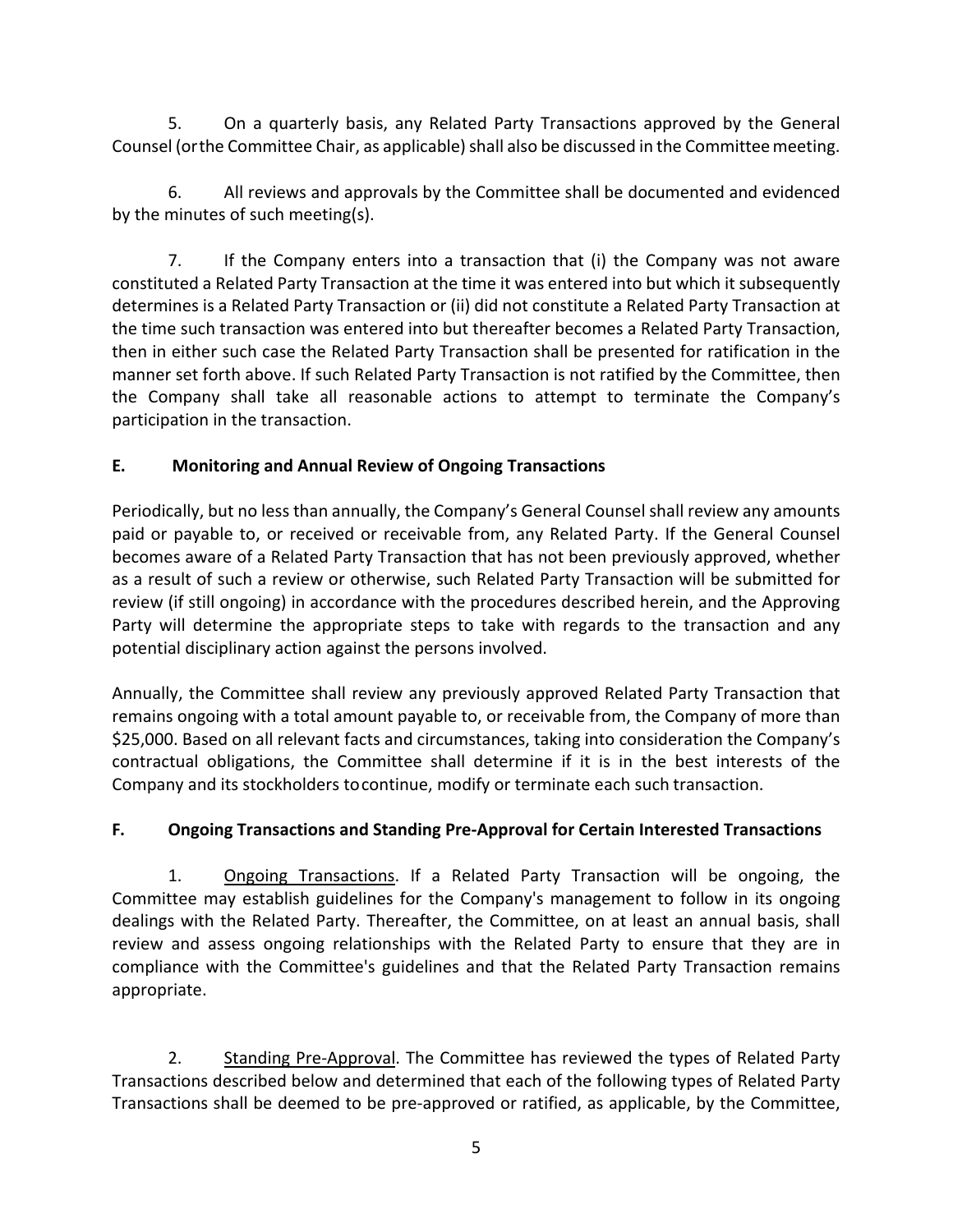5. On a quarterly basis, any Related Party Transactions approved by the General Counsel (or the Committee Chair, as applicable) shall also be discussed in the Committee meeting.

6. All reviews and approvals by the Committee shall be documented and evidenced by the minutes of such meeting(s).

7. If the Company enters into a transaction that (i) the Company was not aware constituted a Related Party Transaction at the time it was entered into but which it subsequently determines is a Related Party Transaction or (ii) did not constitute a Related Party Transaction at the time such transaction was entered into but thereafter becomes a Related Party Transaction, then in either such case the Related Party Transaction shall be presented for ratification in the manner set forth above. If such Related Party Transaction is not ratified by the Committee, then the Company shall take all reasonable actions to attempt to terminate the Company's participation in the transaction.

**E. Monitoring and Annual Review of Ongoing Transactions**

Periodically, but no less than annually, the Company's General Counsel shall review any amounts paid or payable to, or received or receivable from, any Related Party. If the General Counsel becomes aware of a Related Party Transaction that has not been previously approved, whether as a result of such a review or otherwise, such Related Party Transaction will be submitted for review (if still ongoing) in accordance with the procedures described herein, and the Approving Party will determine the appropriate steps to take with regards to the transaction and any potential disciplinary action against the persons involved.

Annually, the Committee shall review any previously approved Related Party Transaction that remains ongoing with a total amount payable to, or receivable from, the Company of more than $25,000. Based on all relevant facts and circumstances, taking into consideration the Company's contractual obligations, the Committee shall determine if it is in the best interests of the Company and its stockholders to continue, modify or terminate each such transaction.

**F. Ongoing Transactions and Standing Pre-Approval for Certain Interested Transactions**

1. Ongoing Transactions. If a Related Party Transaction will be ongoing, the Committee may establish guidelines for the Company's management to follow in its ongoing dealings with the Related Party. Thereafter, the Committee, on at least an annual basis, shall review and assess ongoing relationships with the Related Party to ensure that they are in compliance with the Committee's guidelines and that the Related Party Transaction remains appropriate.

2. Standing Pre-Approval. The Committee has reviewed the types of Related Party Transactions described below and determined that each of the following types of Related Party Transactions shall be deemed to be pre-approved or ratified, as applicable, by the Committee,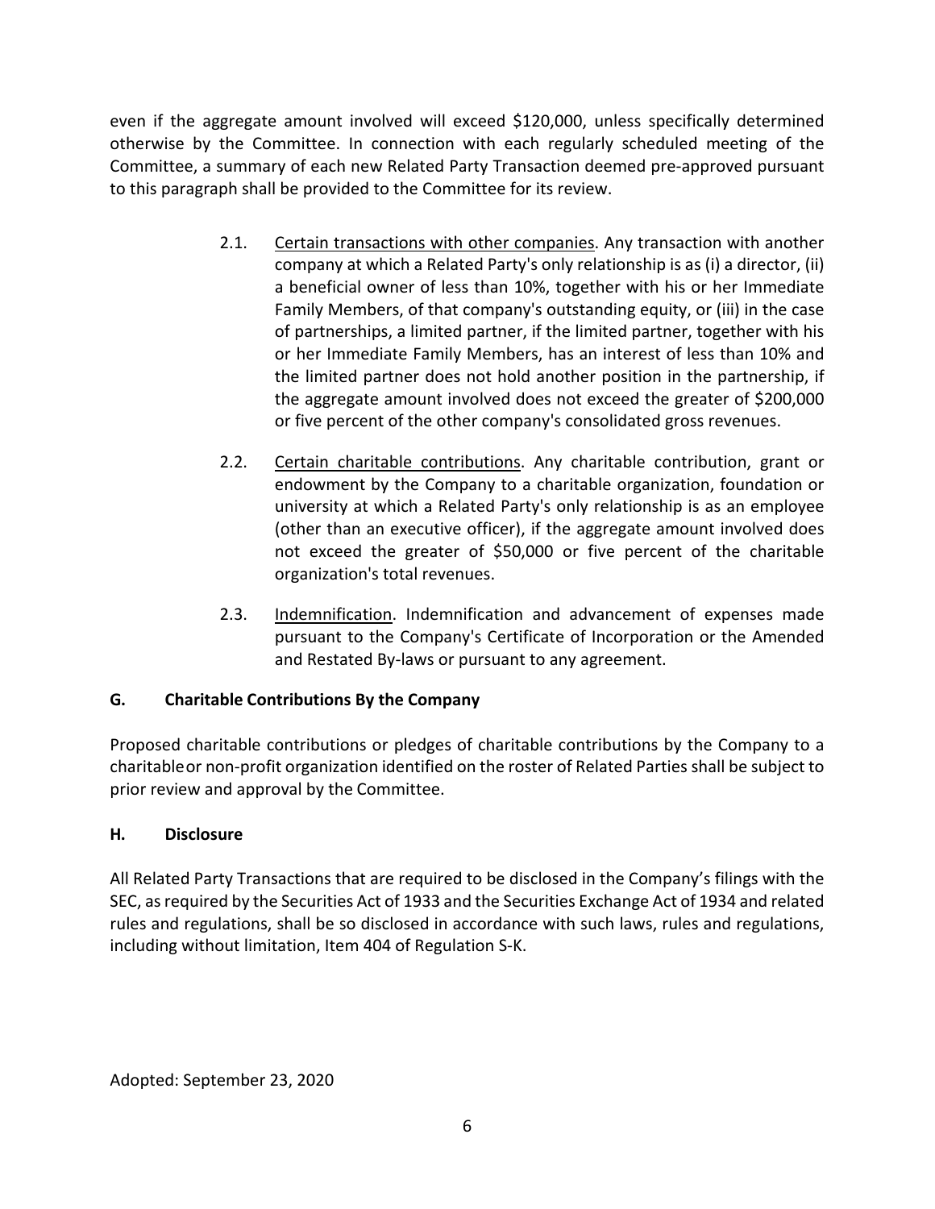even if the aggregate amount involved will exceed $120,000, unless specifically determined otherwise by the Committee. In connection with each regularly scheduled meeting of the Committee, a summary of each new Related Party Transaction deemed pre-approved pursuant to this paragraph shall be provided to the Committee for its review.

2.1. Certain transactions with other companies. Any transaction with another company at which a Related Party's only relationship is as (i) a director, (ii) a beneficial owner of less than 10%, together with his or her Immediate Family Members, of that company's outstanding equity, or (iii) in the case of partnerships, a limited partner, if the limited partner, together with his or her Immediate Family Members, has an interest of less than 10% and the limited partner does not hold another position in the partnership, if the aggregate amount involved does not exceed the greater of $200,000 or five percent of the other company's consolidated gross revenues.

2.2. Certain charitable contributions. Any charitable contribution, grant or endowment by the Company to a charitable organization, foundation or university at which a Related Party's only relationship is as an employee (other than an executive officer), if the aggregate amount involved does not exceed the greater of $50,000 or five percent of the charitable organization's total revenues.

2.3. Indemnification. Indemnification and advancement of expenses made pursuant to the Company's Certificate of Incorporation or the Amended and Restated By-laws or pursuant to any agreement.

## G. Charitable Contributions By the Company

Proposed charitable contributions or pledges of charitable contributions by the Company to a charitable or non-profit organization identified on the roster of Related Parties shall be subject to prior review and approval by the Committee.

## H. Disclosure

All Related Party Transactions that are required to be disclosed in the Company's filings with the SEC, as required by the Securities Act of 1933 and the Securities Exchange Act of 1934 and related rules and regulations, shall be so disclosed in accordance with such laws, rules and regulations, including without limitation, Item 404 of Regulation S-K.

Adopted: September 23, 2020